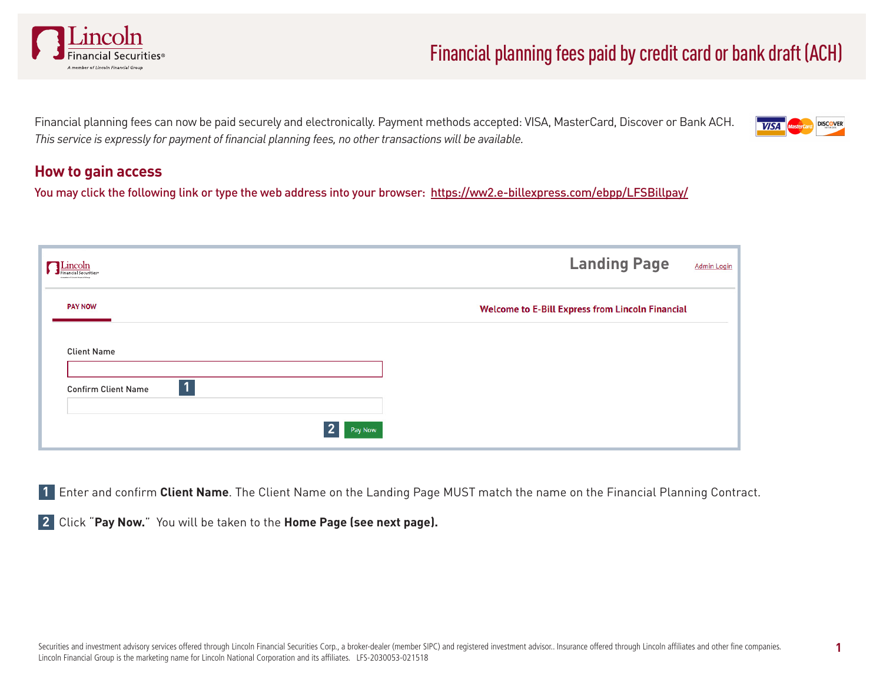# Financial planning fees paid by credit card or bank draft (ACH)

Financial planning fees can now be paid securely and electronically. Payment methods accepted: VISA, MasterCard, Discover or Bank ACH.
*This service is expressly for payment of financial planning fees, no other transactions will be available.*

## How to gain access

You may click the following link or type the web address into your browser: https://ww2.e-billexpress.com/ebpp/LFSBillpay/

**1** Enter and confirm **Client Name**. The Client Name on the Landing Page MUST match the name on the Financial Planning Contract.

**2** Click "**Pay Now.**" You will be taken to the **Home Page (see next page).**

Securities and investment advisory services offered through Lincoln Financial Securities Corp., a broker-dealer (member SIPC) and registered investment advisor.. Insurance offered through Lincoln affiliates and other fine companies.
Lincoln Financial Group is the marketing name for Lincoln National Corporation and its affiliates. LFS-2030053-021518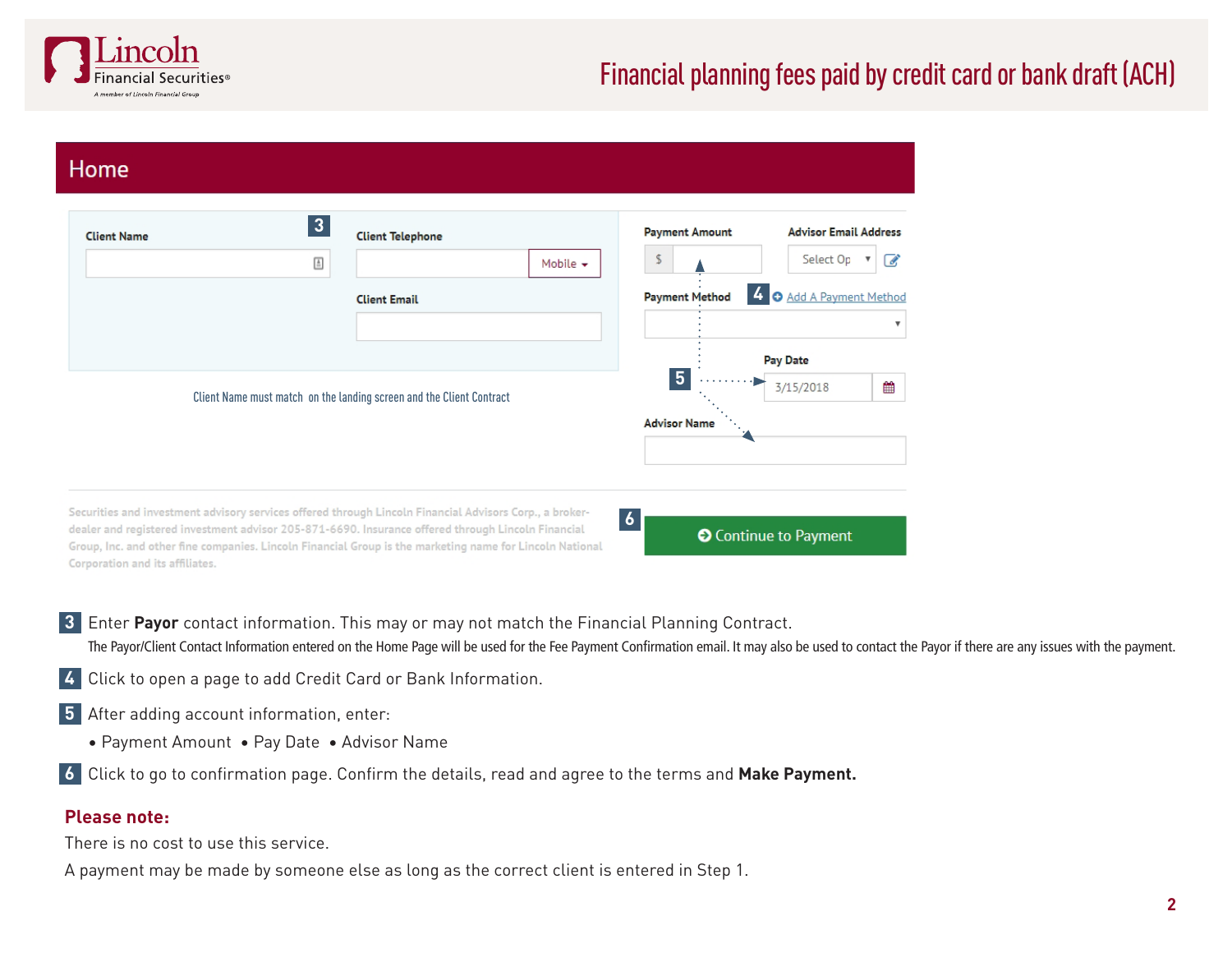# Financial planning fees paid by credit card or bank draft (ACH)

## Home

**3**

Client Name

Client Telephone

Mobile

Client Email

Client Name must match on the landing screen and the Client Contract

Payment Amount

$

Advisor Email Address

Select Op

**4** Payment Method

Add A Payment Method

**5**

Pay Date

3/15/2018

Advisor Name

Securities and investment advisory services offered through Lincoln Financial Advisors Corp., a broker-dealer and registered investment advisor 205-871-6690. Insurance offered through Lincoln Financial Group, Inc. and other fine companies. Lincoln Financial Group is the marketing name for Lincoln National Corporation and its affiliates.

**6** Continue to Payment

**3** Enter **Payor** contact information. This may or may not match the Financial Planning Contract.

The Payor/Client Contact Information entered on the Home Page will be used for the Fee Payment Confirmation email. It may also be used to contact the Payor if there are any issues with the payment.

**4** Click to open a page to add Credit Card or Bank Information.

**5** After adding account information, enter:

- Payment Amount
- Pay Date
- Advisor Name

**6** Click to go to confirmation page. Confirm the details, read and agree to the terms and **Make Payment.**

**Please note:**

There is no cost to use this service.

A payment may be made by someone else as long as the correct client is entered in Step 1.